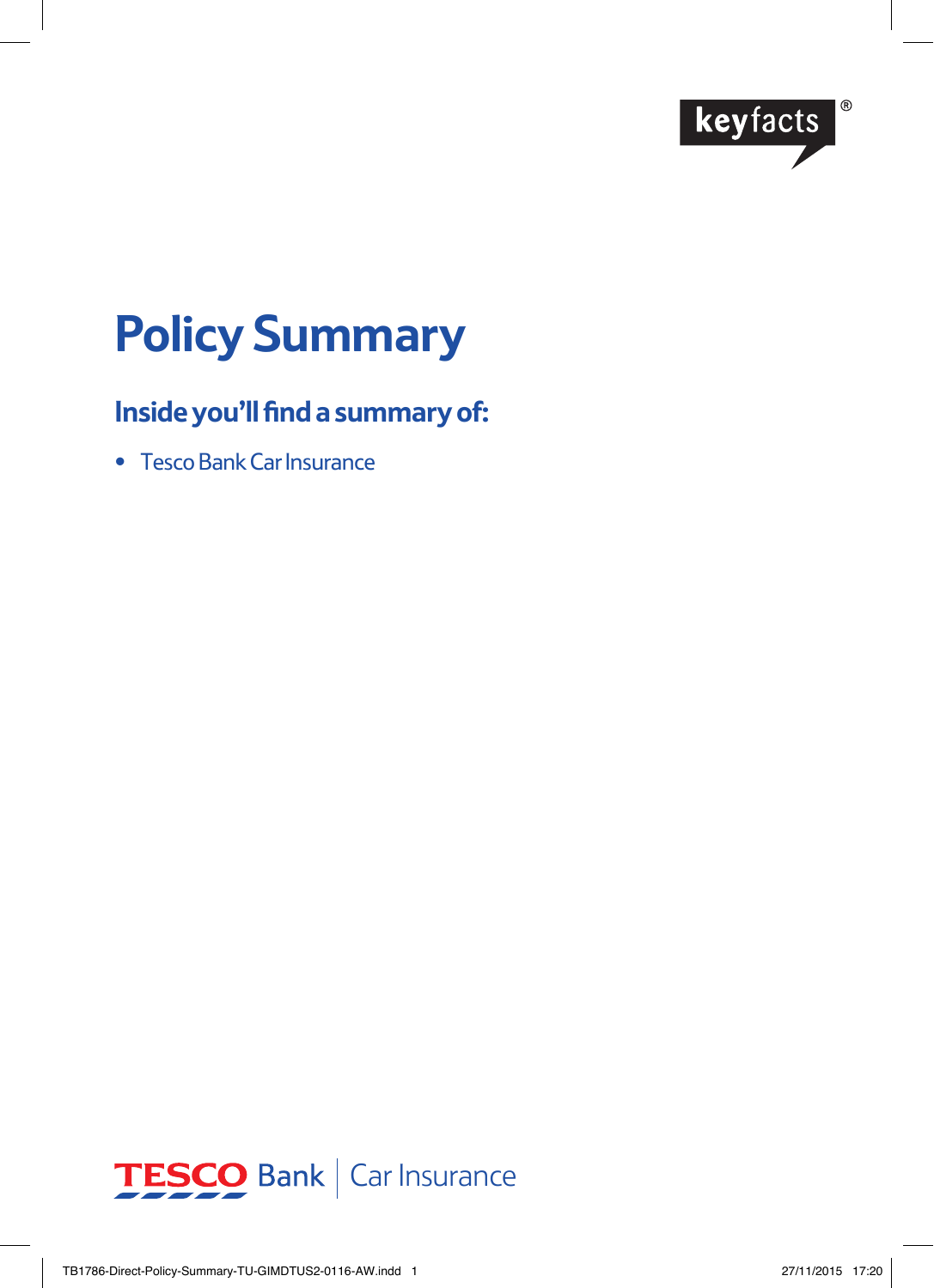keyfacts®

# Policy Summary

## Inside you'll find a summary of:

- Tesco Bank Car Insurance

TESCO Bank | Car Insurance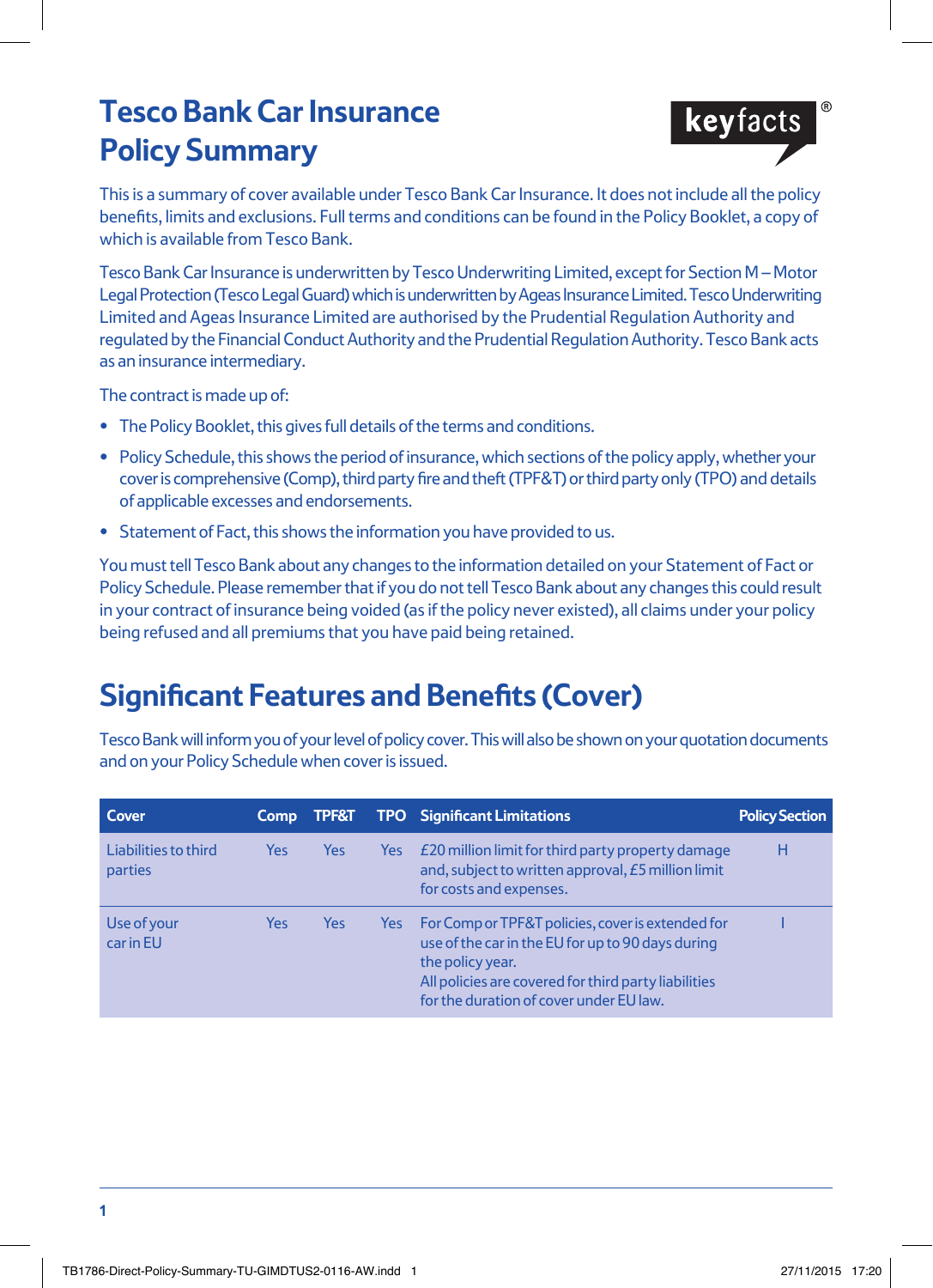# Tesco Bank Car Insurance Policy Summary

keyfacts®

This is a summary of cover available under Tesco Bank Car Insurance. It does not include all the policy benefits, limits and exclusions. Full terms and conditions can be found in the Policy Booklet, a copy of which is available from Tesco Bank.

Tesco Bank Car Insurance is underwritten by Tesco Underwriting Limited, except for Section M – Motor Legal Protection (Tesco Legal Guard) which is underwritten by Ageas Insurance Limited. Tesco Underwriting Limited and Ageas Insurance Limited are authorised by the Prudential Regulation Authority and regulated by the Financial Conduct Authority and the Prudential Regulation Authority. Tesco Bank acts as an insurance intermediary.

The contract is made up of:

- The Policy Booklet, this gives full details of the terms and conditions.
- Policy Schedule, this shows the period of insurance, which sections of the policy apply, whether your cover is comprehensive (Comp), third party fire and theft (TPF&T) or third party only (TPO) and details of applicable excesses and endorsements.
- Statement of Fact, this shows the information you have provided to us.

You must tell Tesco Bank about any changes to the information detailed on your Statement of Fact or Policy Schedule. Please remember that if you do not tell Tesco Bank about any changes this could result in your contract of insurance being voided (as if the policy never existed), all claims under your policy being refused and all premiums that you have paid being retained.

## Significant Features and Benefits (Cover)

Tesco Bank will inform you of your level of policy cover. This will also be shown on your quotation documents and on your Policy Schedule when cover is issued.

| Cover | Comp | TPF&T | TPO | Significant Limitations | Policy Section |
|---|---|---|---|---|---|
| Liabilities to third parties | Yes | Yes | Yes | £20 million limit for third party property damage and, subject to written approval, £5 million limit for costs and expenses. | H |
| Use of your car in EU | Yes | Yes | Yes | For Comp or TPF&T policies, cover is extended for use of the car in the EU for up to 90 days during the policy year. All policies are covered for third party liabilities for the duration of cover under EU law. | I |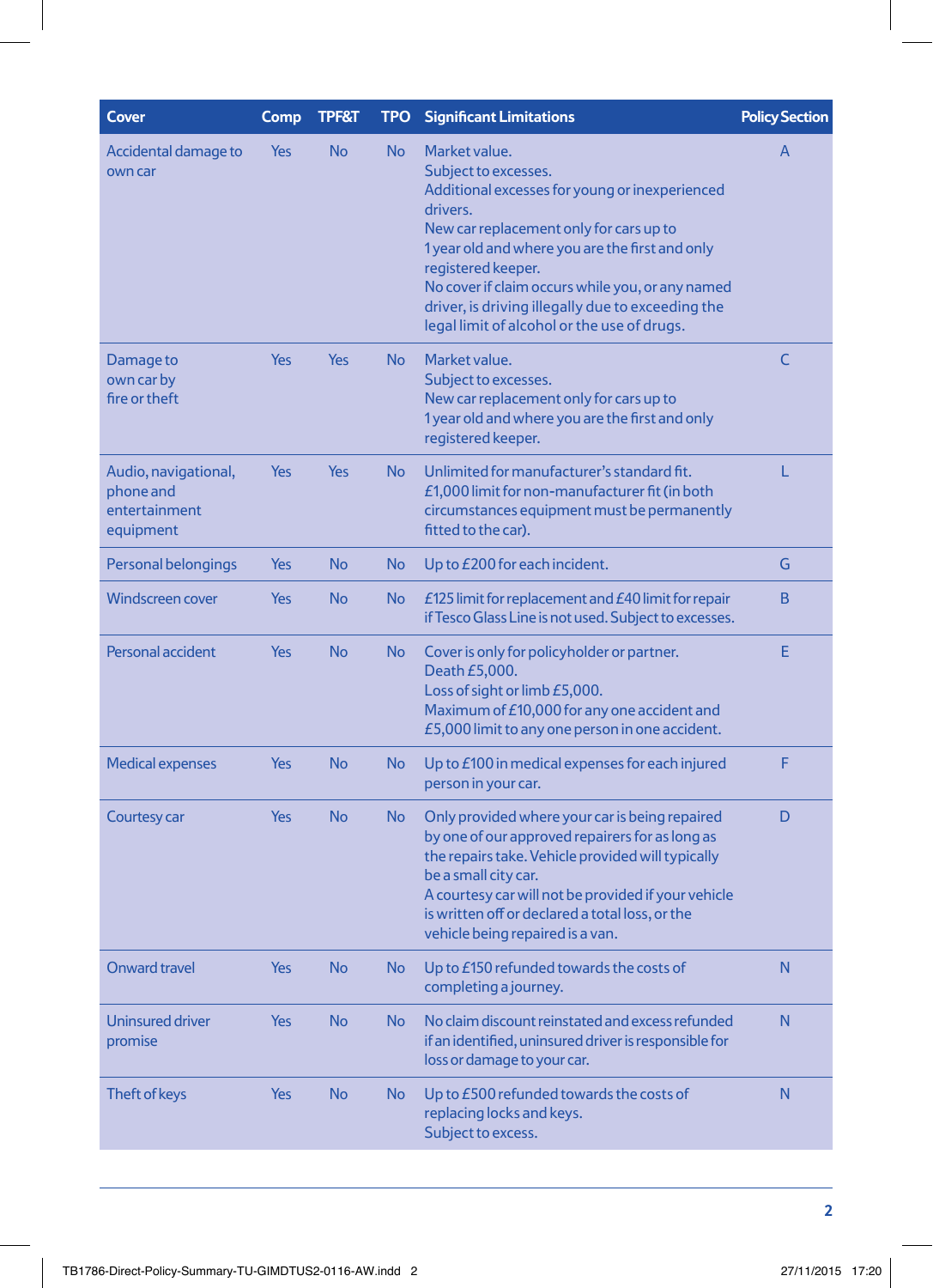| Cover | Comp | TPF&T | TPO | Significant Limitations | Policy Section |
|---|---|---|---|---|---|
| Accidental damage to own car | Yes | No | No | Market value. Subject to excesses. Additional excesses for young or inexperienced drivers. New car replacement only for cars up to 1 year old and where you are the first and only registered keeper. No cover if claim occurs while you, or any named driver, is driving illegally due to exceeding the legal limit of alcohol or the use of drugs. | A |
| Damage to own car by fire or theft | Yes | Yes | No | Market value. Subject to excesses. New car replacement only for cars up to 1 year old and where you are the first and only registered keeper. | C |
| Audio, navigational, phone and entertainment equipment | Yes | Yes | No | Unlimited for manufacturer's standard fit. £1,000 limit for non-manufacturer fit (in both circumstances equipment must be permanently fitted to the car). | L |
| Personal belongings | Yes | No | No | Up to £200 for each incident. | G |
| Windscreen cover | Yes | No | No | £125 limit for replacement and £40 limit for repair if Tesco Glass Line is not used. Subject to excesses. | B |
| Personal accident | Yes | No | No | Cover is only for policyholder or partner. Death £5,000. Loss of sight or limb £5,000. Maximum of £10,000 for any one accident and £5,000 limit to any one person in one accident. | E |
| Medical expenses | Yes | No | No | Up to £100 in medical expenses for each injured person in your car. | F |
| Courtesy car | Yes | No | No | Only provided where your car is being repaired by one of our approved repairers for as long as the repairs take. Vehicle provided will typically be a small city car. A courtesy car will not be provided if your vehicle is written off or declared a total loss, or the vehicle being repaired is a van. | D |
| Onward travel | Yes | No | No | Up to £150 refunded towards the costs of completing a journey. | N |
| Uninsured driver promise | Yes | No | No | No claim discount reinstated and excess refunded if an identified, uninsured driver is responsible for loss or damage to your car. | N |
| Theft of keys | Yes | No | No | Up to £500 refunded towards the costs of replacing locks and keys. Subject to excess. | N |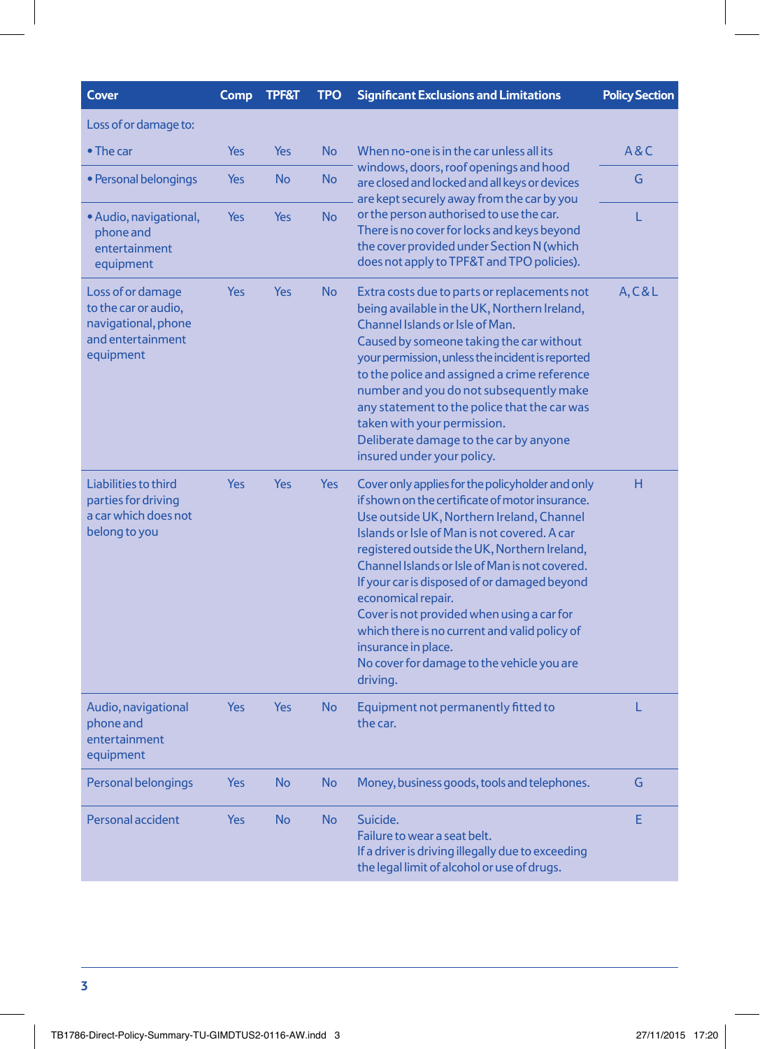| Cover | Comp | TPF&T | TPO | Significant Exclusions and Limitations | Policy Section |
|---|---|---|---|---|---|
| Loss of or damage to: | | | | | |
| • The car | Yes | Yes | No | When no-one is in the car unless all its windows, doors, roof openings and hood are closed and locked and all keys or devices are kept securely away from the car by you or the person authorised to use the car. There is no cover for locks and keys beyond the cover provided under Section N (which does not apply to TPF&T and TPO policies). | A & C |
| • Personal belongings | Yes | No | No | | G |
| • Audio, navigational, phone and entertainment equipment | Yes | Yes | No | | L |
| Loss of or damage to the car or audio, navigational, phone and entertainment equipment | Yes | Yes | No | Extra costs due to parts or replacements not being available in the UK, Northern Ireland, Channel Islands or Isle of Man.<br>Caused by someone taking the car without your permission, unless the incident is reported to the police and assigned a crime reference number and you do not subsequently make any statement to the police that the car was taken with your permission.<br>Deliberate damage to the car by anyone insured under your policy. | A, C & L |
| Liabilities to third parties for driving a car which does not belong to you | Yes | Yes | Yes | Cover only applies for the policyholder and only if shown on the certificate of motor insurance.<br>Use outside UK, Northern Ireland, Channel Islands or Isle of Man is not covered. A car registered outside the UK, Northern Ireland, Channel Islands or Isle of Man is not covered.<br>If your car is disposed of or damaged beyond economical repair.<br>Cover is not provided when using a car for which there is no current and valid policy of insurance in place.<br>No cover for damage to the vehicle you are driving. | H |
| Audio, navigational phone and entertainment equipment | Yes | Yes | No | Equipment not permanently fitted to the car. | L |
| Personal belongings | Yes | No | No | Money, business goods, tools and telephones. | G |
| Personal accident | Yes | No | No | Suicide.<br>Failure to wear a seat belt.<br>If a driver is driving illegally due to exceeding the legal limit of alcohol or use of drugs. | E |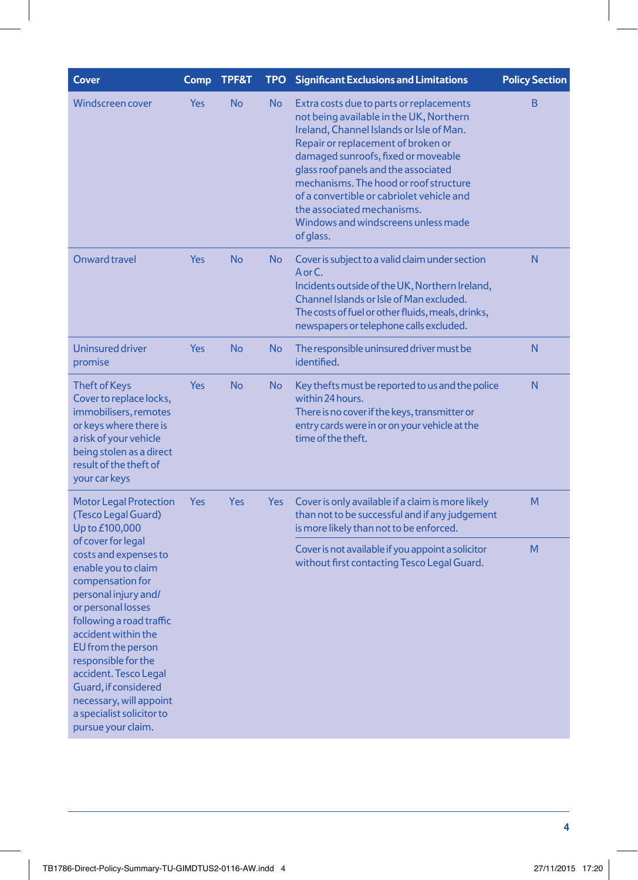| Cover | Comp | TPF&T | TPO | Significant Exclusions and Limitations | Policy Section |
|---|---|---|---|---|---|
| Windscreen cover | Yes | No | No | Extra costs due to parts or replacements not being available in the UK, Northern Ireland, Channel Islands or Isle of Man. Repair or replacement of broken or damaged sunroofs, fixed or moveable glass roof panels and the associated mechanisms. The hood or roof structure of a convertible or cabriolet vehicle and the associated mechanisms. Windows and windscreens unless made of glass. | B |
| Onward travel | Yes | No | No | Cover is subject to a valid claim under section A or C. Incidents outside of the UK, Northern Ireland, Channel Islands or Isle of Man excluded. The costs of fuel or other fluids, meals, drinks, newspapers or telephone calls excluded. | N |
| Uninsured driver promise | Yes | No | No | The responsible uninsured driver must be identified. | N |
| Theft of Keys Cover to replace locks, immobilisers, remotes or keys where there is a risk of your vehicle being stolen as a direct result of the theft of your car keys | Yes | No | No | Key thefts must be reported to us and the police within 24 hours. There is no cover if the keys, transmitter or entry cards were in or on your vehicle at the time of the theft. | N |
| Motor Legal Protection (Tesco Legal Guard) Up to £100,000 of cover for legal costs and expenses to enable you to claim compensation for personal injury and/or personal losses following a road traffic accident within the EU from the person responsible for the accident. Tesco Legal Guard, if considered necessary, will appoint a specialist solicitor to pursue your claim. | Yes | Yes | Yes | Cover is only available if a claim is more likely than not to be successful and if any judgement is more likely than not to be enforced. | M |
| | | | | Cover is not available if you appoint a solicitor without first contacting Tesco Legal Guard. | M |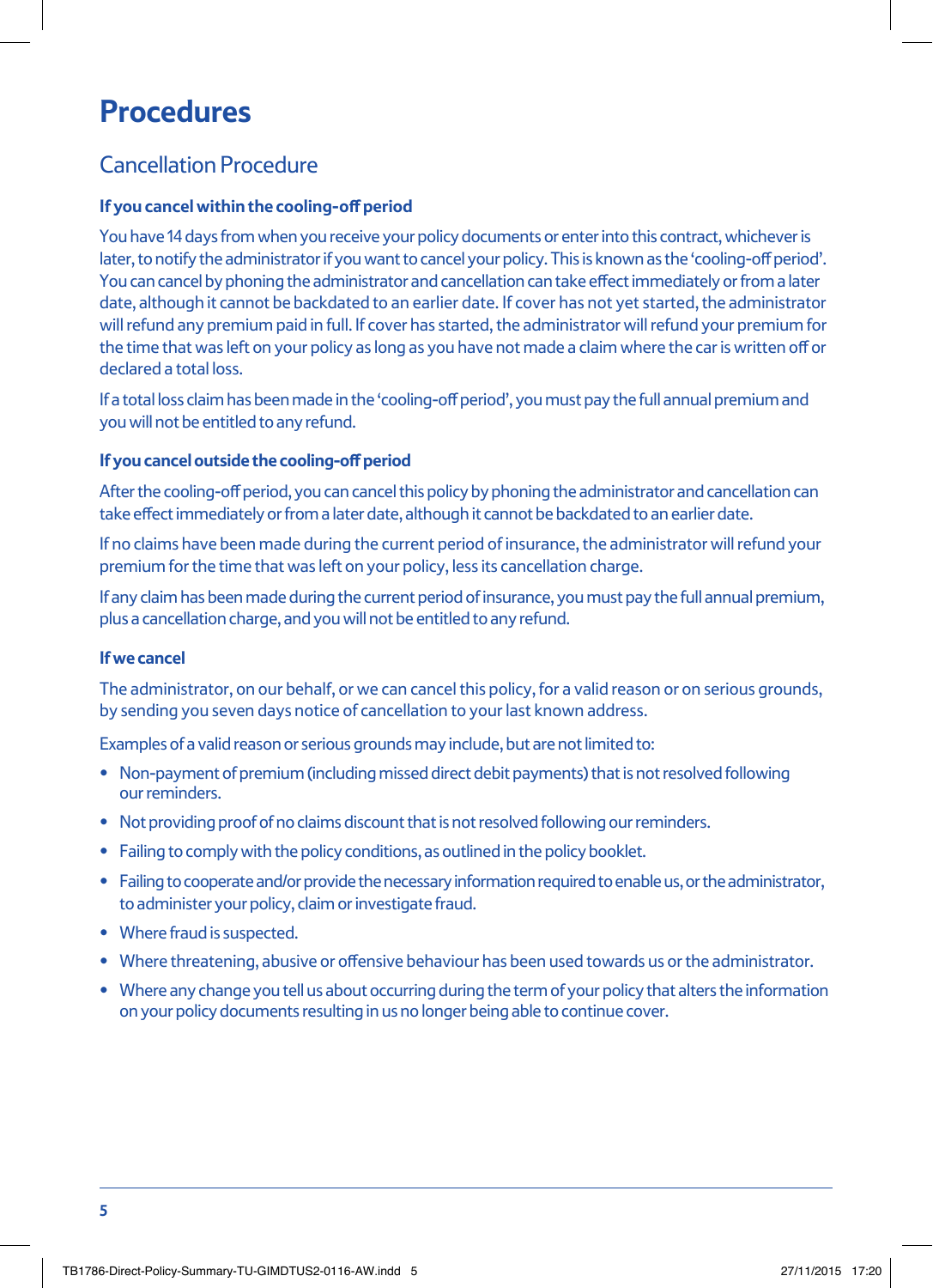# Procedures

## Cancellation Procedure

### If you cancel within the cooling-off period

You have 14 days from when you receive your policy documents or enter into this contract, whichever is later, to notify the administrator if you want to cancel your policy. This is known as the 'cooling-off period'. You can cancel by phoning the administrator and cancellation can take effect immediately or from a later date, although it cannot be backdated to an earlier date. If cover has not yet started, the administrator will refund any premium paid in full. If cover has started, the administrator will refund your premium for the time that was left on your policy as long as you have not made a claim where the car is written off or declared a total loss.

If a total loss claim has been made in the 'cooling-off period', you must pay the full annual premium and you will not be entitled to any refund.

### If you cancel outside the cooling-off period

After the cooling-off period, you can cancel this policy by phoning the administrator and cancellation can take effect immediately or from a later date, although it cannot be backdated to an earlier date.

If no claims have been made during the current period of insurance, the administrator will refund your premium for the time that was left on your policy, less its cancellation charge.

If any claim has been made during the current period of insurance, you must pay the full annual premium, plus a cancellation charge, and you will not be entitled to any refund.

### If we cancel

The administrator, on our behalf, or we can cancel this policy, for a valid reason or on serious grounds, by sending you seven days notice of cancellation to your last known address.

Examples of a valid reason or serious grounds may include, but are not limited to:

- Non-payment of premium (including missed direct debit payments) that is not resolved following our reminders.
- Not providing proof of no claims discount that is not resolved following our reminders.
- Failing to comply with the policy conditions, as outlined in the policy booklet.
- Failing to cooperate and/or provide the necessary information required to enable us, or the administrator, to administer your policy, claim or investigate fraud.
- Where fraud is suspected.
- Where threatening, abusive or offensive behaviour has been used towards us or the administrator.
- Where any change you tell us about occurring during the term of your policy that alters the information on your policy documents resulting in us no longer being able to continue cover.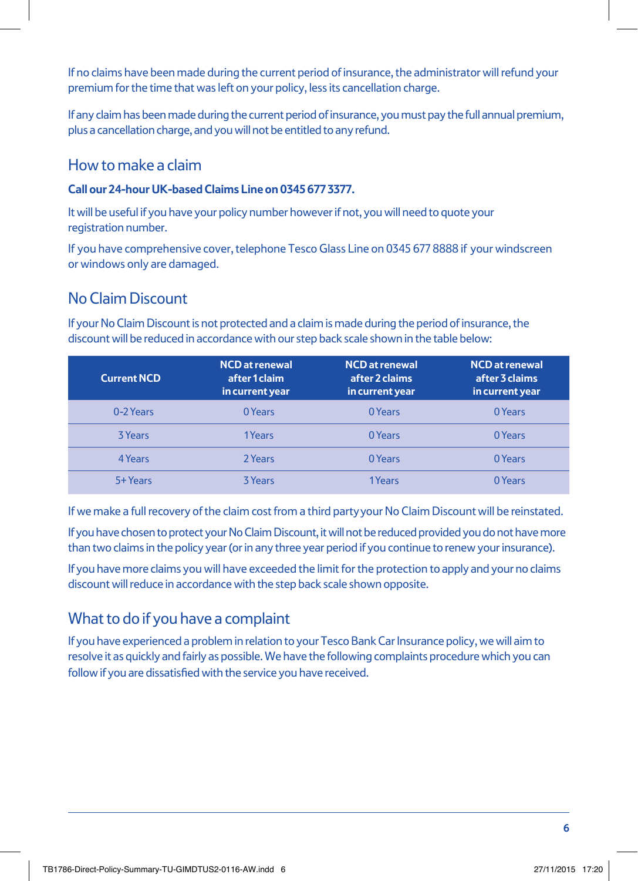If no claims have been made during the current period of insurance, the administrator will refund your premium for the time that was left on your policy, less its cancellation charge.

If any claim has been made during the current period of insurance, you must pay the full annual premium, plus a cancellation charge, and you will not be entitled to any refund.

## How to make a claim

**Call our 24-hour UK-based Claims Line on 0345 677 3377.**

It will be useful if you have your policy number however if not, you will need to quote your registration number.

If you have comprehensive cover, telephone Tesco Glass Line on 0345 677 8888 if your windscreen or windows only are damaged.

## No Claim Discount

If your No Claim Discount is not protected and a claim is made during the period of insurance, the discount will be reduced in accordance with our step back scale shown in the table below:

| Current NCD | NCD at renewal after 1 claim in current year | NCD at renewal after 2 claims in current year | NCD at renewal after 3 claims in current year |
|---|---|---|---|
| 0-2 Years | 0 Years | 0 Years | 0 Years |
| 3 Years | 1 Years | 0 Years | 0 Years |
| 4 Years | 2 Years | 0 Years | 0 Years |
| 5+ Years | 3 Years | 1 Years | 0 Years |

If we make a full recovery of the claim cost from a third party your No Claim Discount will be reinstated.

If you have chosen to protect your No Claim Discount, it will not be reduced provided you do not have more than two claims in the policy year (or in any three year period if you continue to renew your insurance).

If you have more claims you will have exceeded the limit for the protection to apply and your no claims discount will reduce in accordance with the step back scale shown opposite.

## What to do if you have a complaint

If you have experienced a problem in relation to your Tesco Bank Car Insurance policy, we will aim to resolve it as quickly and fairly as possible. We have the following complaints procedure which you can follow if you are dissatisfied with the service you have received.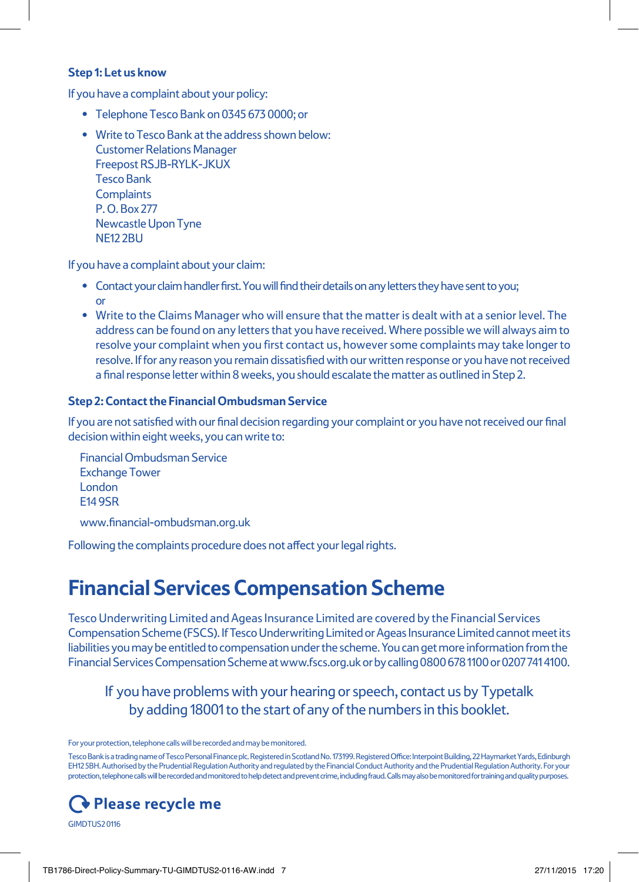### Step 1: Let us know

If you have a complaint about your policy:

- Telephone Tesco Bank on 0345 673 0000; or
- Write to Tesco Bank at the address shown below:
  Customer Relations Manager
  Freepost RSJB-RYLK-JKUX
  Tesco Bank
  Complaints
  P. O. Box 277
  Newcastle Upon Tyne
  NE12 2BU

If you have a complaint about your claim:

- Contact your claim handler first. You will find their details on any letters they have sent to you; or
- Write to the Claims Manager who will ensure that the matter is dealt with at a senior level. The address can be found on any letters that you have received. Where possible we will always aim to resolve your complaint when you first contact us, however some complaints may take longer to resolve. If for any reason you remain dissatisfied with our written response or you have not received a final response letter within 8 weeks, you should escalate the matter as outlined in Step 2.

### Step 2: Contact the Financial Ombudsman Service

If you are not satisfied with our final decision regarding your complaint or you have not received our final decision within eight weeks, you can write to:

Financial Ombudsman Service
Exchange Tower
London
E14 9SR

www.financial-ombudsman.org.uk

Following the complaints procedure does not affect your legal rights.

# Financial Services Compensation Scheme

Tesco Underwriting Limited and Ageas Insurance Limited are covered by the Financial Services Compensation Scheme (FSCS). If Tesco Underwriting Limited or Ageas Insurance Limited cannot meet its liabilities you may be entitled to compensation under the scheme. You can get more information from the Financial Services Compensation Scheme at www.fscs.org.uk or by calling 0800 678 1100 or 0207 741 4100.

If you have problems with your hearing or speech, contact us by Typetalk by adding 18001 to the start of any of the numbers in this booklet.

For your protection, telephone calls will be recorded and may be monitored.

Tesco Bank is a trading name of Tesco Personal Finance plc. Registered in Scotland No. 173199. Registered Office: Interpoint Building, 22 Haymarket Yards, Edinburgh EH12 5BH. Authorised by the Prudential Regulation Authority and regulated by the Financial Conduct Authority and the Prudential Regulation Authority. For your protection, telephone calls will be recorded and monitored to help detect and prevent crime, including fraud. Calls may also be monitored for training and quality purposes.

**Please recycle me**

GIMDTUS2 0116